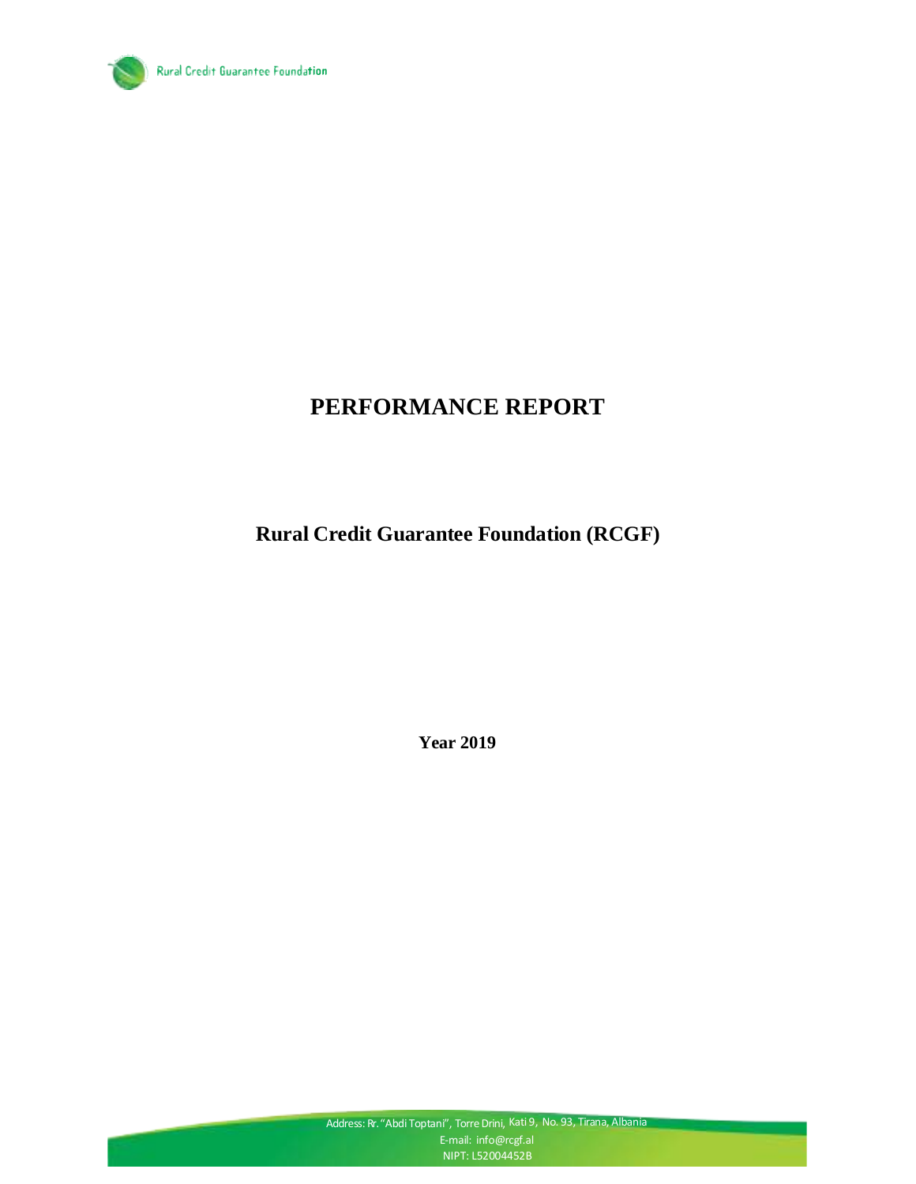Rural Credit Guarantee Foundation

# PERFORMANCE REPORT

## Rural Credit Guarantee Foundation (RCGF)

**Year 2019**

Address: Rr. "Abdi Toptani", Torre Drini, Kati 9, No. 93, Tirana, Albania
E-mail: info@rcgf.al
NIPT: L52004452B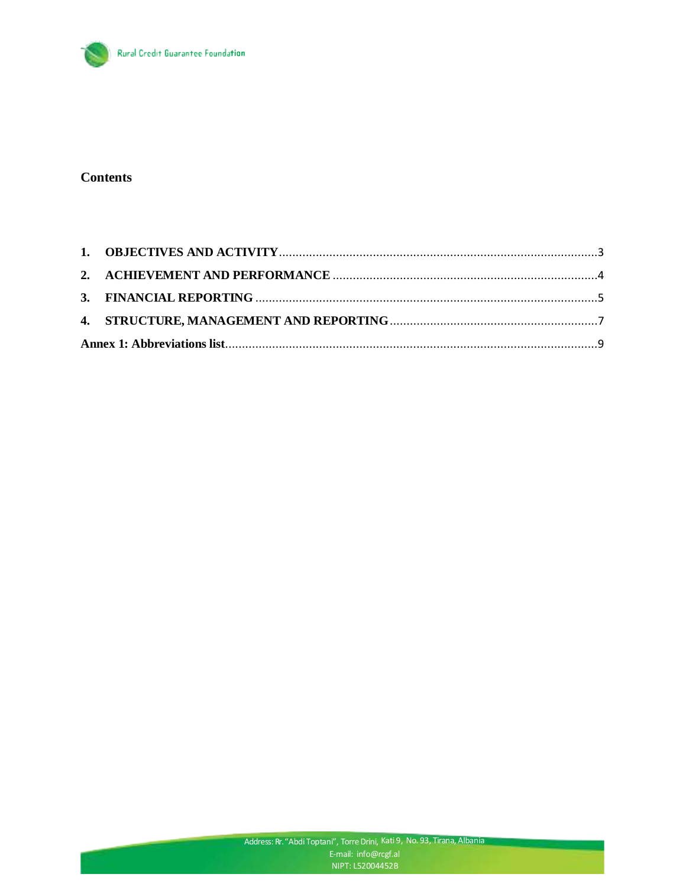## Contents

1. **OBJECTIVES AND ACTIVITY** ............................................................................................ 3
2. **ACHIEVEMENT AND PERFORMANCE** ............................................................................ 4
3. **FINANCIAL REPORTING** .................................................................................................. 5
4. **STRUCTURE, MANAGEMENT AND REPORTING** ........................................................ 7

**Annex 1: Abbreviations list** .................................................................................................. 9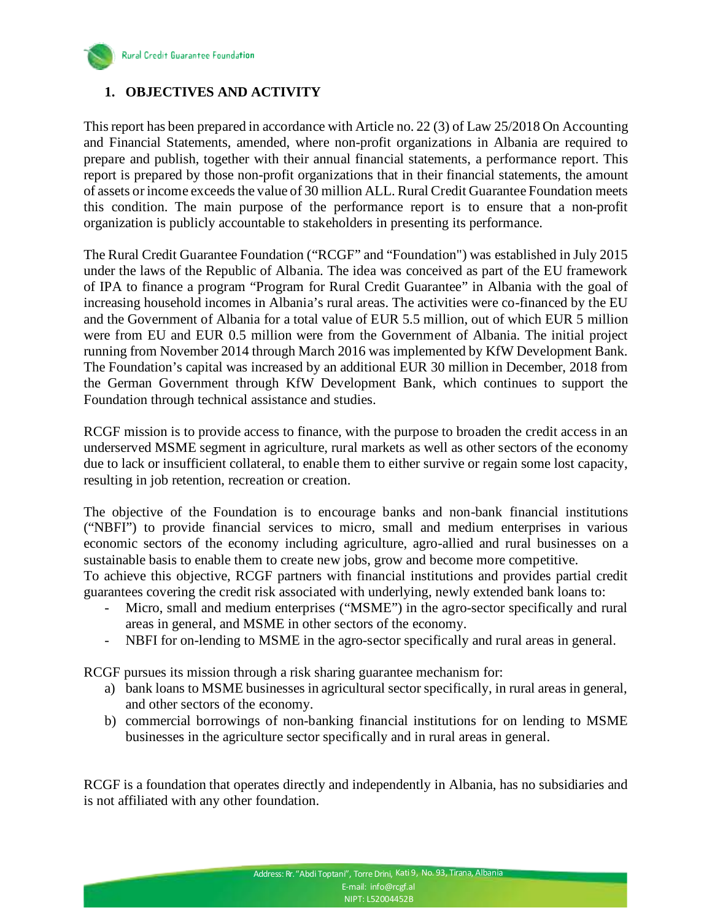## 1. OBJECTIVES AND ACTIVITY

This report has been prepared in accordance with Article no. 22 (3) of Law 25/2018 On Accounting and Financial Statements, amended, where non-profit organizations in Albania are required to prepare and publish, together with their annual financial statements, a performance report. This report is prepared by those non-profit organizations that in their financial statements, the amount of assets or income exceeds the value of 30 million ALL. Rural Credit Guarantee Foundation meets this condition. The main purpose of the performance report is to ensure that a non-profit organization is publicly accountable to stakeholders in presenting its performance.

The Rural Credit Guarantee Foundation ("RCGF" and "Foundation") was established in July 2015 under the laws of the Republic of Albania. The idea was conceived as part of the EU framework of IPA to finance a program "Program for Rural Credit Guarantee" in Albania with the goal of increasing household incomes in Albania's rural areas. The activities were co-financed by the EU and the Government of Albania for a total value of EUR 5.5 million, out of which EUR 5 million were from EU and EUR 0.5 million were from the Government of Albania. The initial project running from November 2014 through March 2016 was implemented by KfW Development Bank. The Foundation's capital was increased by an additional EUR 30 million in December, 2018 from the German Government through KfW Development Bank, which continues to support the Foundation through technical assistance and studies.

RCGF mission is to provide access to finance, with the purpose to broaden the credit access in an underserved MSME segment in agriculture, rural markets as well as other sectors of the economy due to lack or insufficient collateral, to enable them to either survive or regain some lost capacity, resulting in job retention, recreation or creation.

The objective of the Foundation is to encourage banks and non-bank financial institutions ("NBFI") to provide financial services to micro, small and medium enterprises in various economic sectors of the economy including agriculture, agro-allied and rural businesses on a sustainable basis to enable them to create new jobs, grow and become more competitive.
To achieve this objective, RCGF partners with financial institutions and provides partial credit guarantees covering the credit risk associated with underlying, newly extended bank loans to:

- Micro, small and medium enterprises ("MSME") in the agro-sector specifically and rural areas in general, and MSME in other sectors of the economy.
- NBFI for on-lending to MSME in the agro-sector specifically and rural areas in general.

RCGF pursues its mission through a risk sharing guarantee mechanism for:

a) bank loans to MSME businesses in agricultural sector specifically, in rural areas in general, and other sectors of the economy.
b) commercial borrowings of non-banking financial institutions for on lending to MSME businesses in the agriculture sector specifically and in rural areas in general.

RCGF is a foundation that operates directly and independently in Albania, has no subsidiaries and is not affiliated with any other foundation.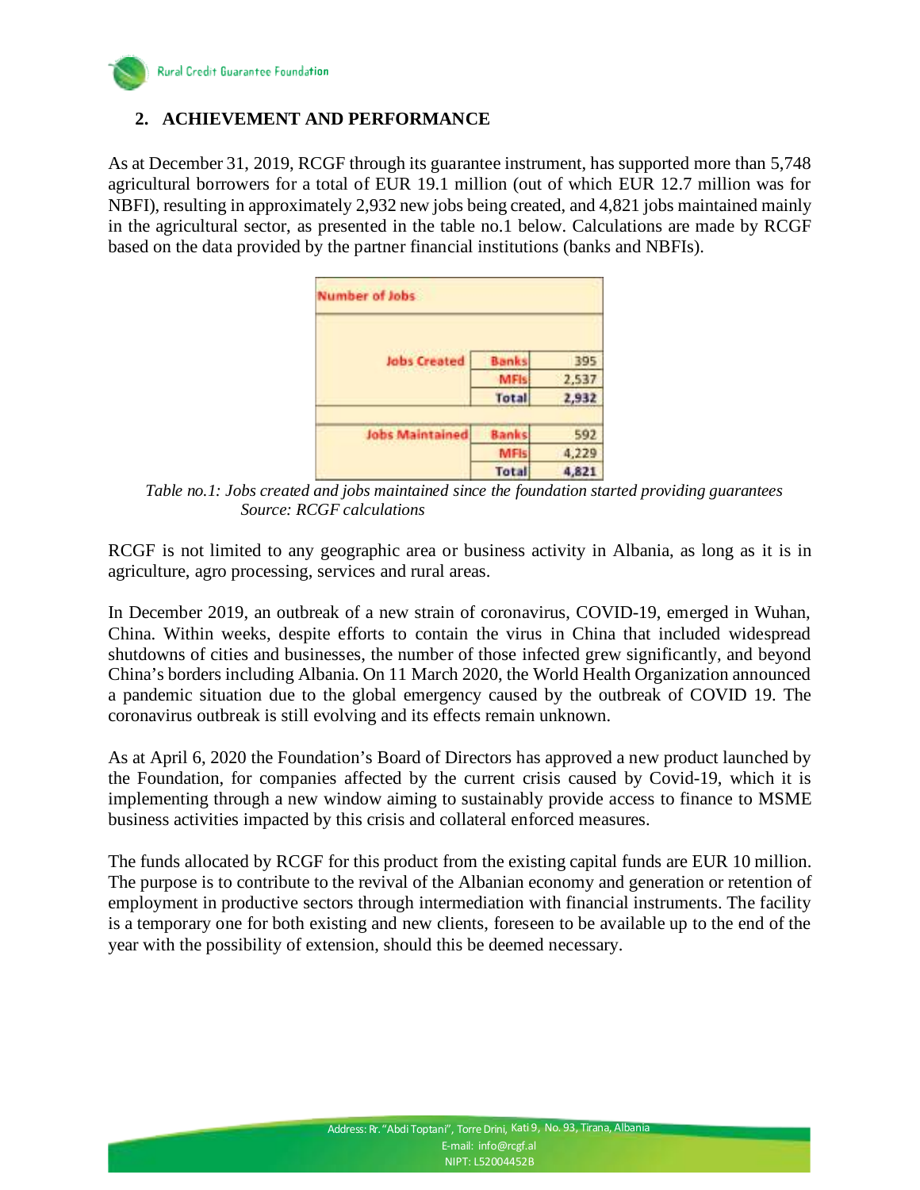## 2. ACHIEVEMENT AND PERFORMANCE

As at December 31, 2019, RCGF through its guarantee instrument, has supported more than 5,748 agricultural borrowers for a total of EUR 19.1 million (out of which EUR 12.7 million was for NBFI), resulting in approximately 2,932 new jobs being created, and 4,821 jobs maintained mainly in the agricultural sector, as presented in the table no.1 below. Calculations are made by RCGF based on the data provided by the partner financial institutions (banks and NBFIs).

| Number of Jobs | | |
|---|---|---|
| Jobs Created | Banks | 395 |
| | MFIs | 2,537 |
| | **Total** | **2,932** |
| Jobs Maintained | Banks | 592 |
| | MFIs | 4,229 |
| | **Total** | **4,821** |

*Table no.1: Jobs created and jobs maintained since the foundation started providing guarantees*
*Source: RCGF calculations*

RCGF is not limited to any geographic area or business activity in Albania, as long as it is in agriculture, agro processing, services and rural areas.

In December 2019, an outbreak of a new strain of coronavirus, COVID-19, emerged in Wuhan, China. Within weeks, despite efforts to contain the virus in China that included widespread shutdowns of cities and businesses, the number of those infected grew significantly, and beyond China's borders including Albania. On 11 March 2020, the World Health Organization announced a pandemic situation due to the global emergency caused by the outbreak of COVID 19. The coronavirus outbreak is still evolving and its effects remain unknown.

As at April 6, 2020 the Foundation's Board of Directors has approved a new product launched by the Foundation, for companies affected by the current crisis caused by Covid-19, which it is implementing through a new window aiming to sustainably provide access to finance to MSME business activities impacted by this crisis and collateral enforced measures.

The funds allocated by RCGF for this product from the existing capital funds are EUR 10 million. The purpose is to contribute to the revival of the Albanian economy and generation or retention of employment in productive sectors through intermediation with financial instruments. The facility is a temporary one for both existing and new clients, foreseen to be available up to the end of the year with the possibility of extension, should this be deemed necessary.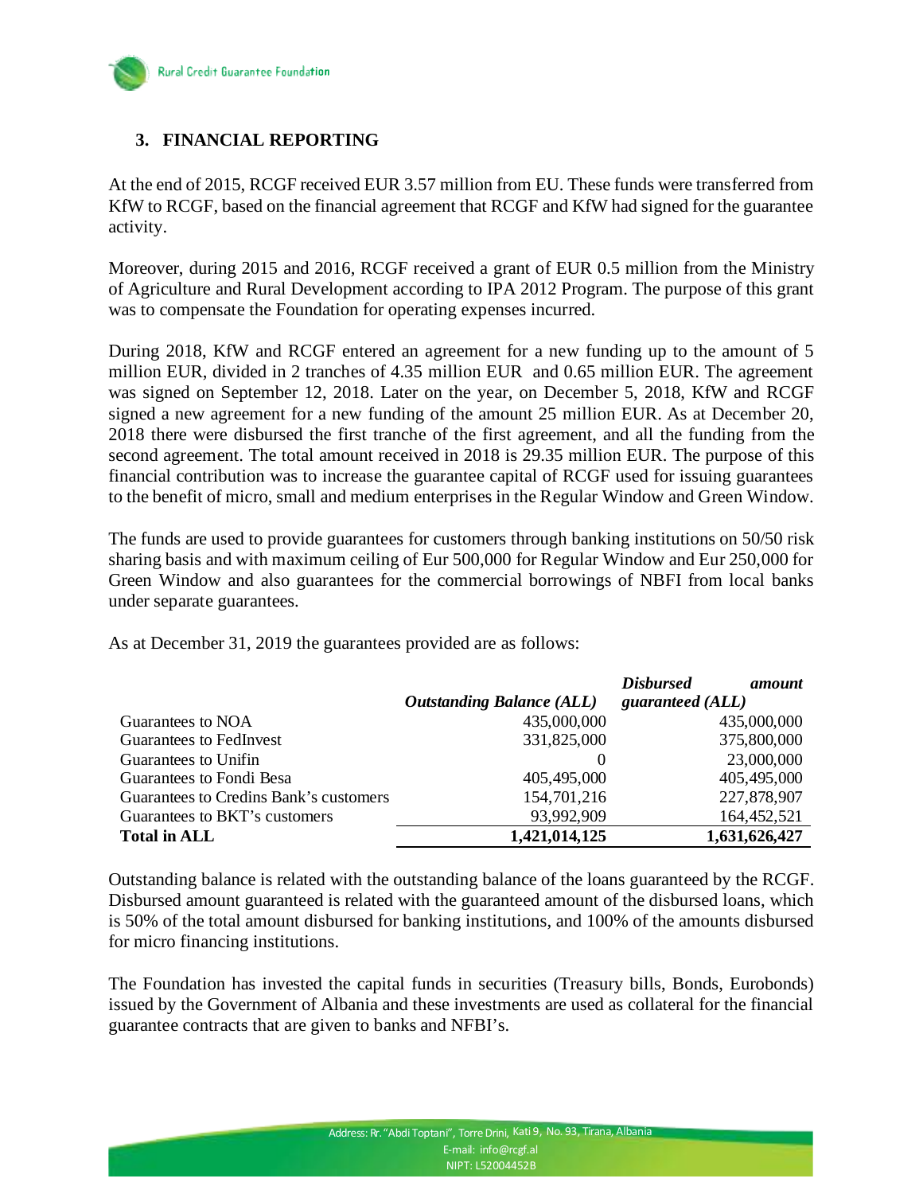## 3. FINANCIAL REPORTING

At the end of 2015, RCGF received EUR 3.57 million from EU. These funds were transferred from KfW to RCGF, based on the financial agreement that RCGF and KfW had signed for the guarantee activity.

Moreover, during 2015 and 2016, RCGF received a grant of EUR 0.5 million from the Ministry of Agriculture and Rural Development according to IPA 2012 Program. The purpose of this grant was to compensate the Foundation for operating expenses incurred.

During 2018, KfW and RCGF entered an agreement for a new funding up to the amount of 5 million EUR, divided in 2 tranches of 4.35 million EUR and 0.65 million EUR. The agreement was signed on September 12, 2018. Later on the year, on December 5, 2018, KfW and RCGF signed a new agreement for a new funding of the amount 25 million EUR. As at December 20, 2018 there were disbursed the first tranche of the first agreement, and all the funding from the second agreement. The total amount received in 2018 is 29.35 million EUR. The purpose of this financial contribution was to increase the guarantee capital of RCGF used for issuing guarantees to the benefit of micro, small and medium enterprises in the Regular Window and Green Window.

The funds are used to provide guarantees for customers through banking institutions on 50/50 risk sharing basis and with maximum ceiling of Eur 500,000 for Regular Window and Eur 250,000 for Green Window and also guarantees for the commercial borrowings of NBFI from local banks under separate guarantees.

As at December 31, 2019 the guarantees provided are as follows:

| | *Outstanding Balance (ALL)* | *Disbursed amount guaranteed (ALL)* |
|---|---|---|
| Guarantees to NOA | 435,000,000 | 435,000,000 |
| Guarantees to FedInvest | 331,825,000 | 375,800,000 |
| Guarantees to Unifin | 0 | 23,000,000 |
| Guarantees to Fondi Besa | 405,495,000 | 405,495,000 |
| Guarantees to Credins Bank's customers | 154,701,216 | 227,878,907 |
| Guarantees to BKT's customers | 93,992,909 | 164,452,521 |
| **Total in ALL** | **1,421,014,125** | **1,631,626,427** |

Outstanding balance is related with the outstanding balance of the loans guaranteed by the RCGF. Disbursed amount guaranteed is related with the guaranteed amount of the disbursed loans, which is 50% of the total amount disbursed for banking institutions, and 100% of the amounts disbursed for micro financing institutions.

The Foundation has invested the capital funds in securities (Treasury bills, Bonds, Eurobonds) issued by the Government of Albania and these investments are used as collateral for the financial guarantee contracts that are given to banks and NFBI's.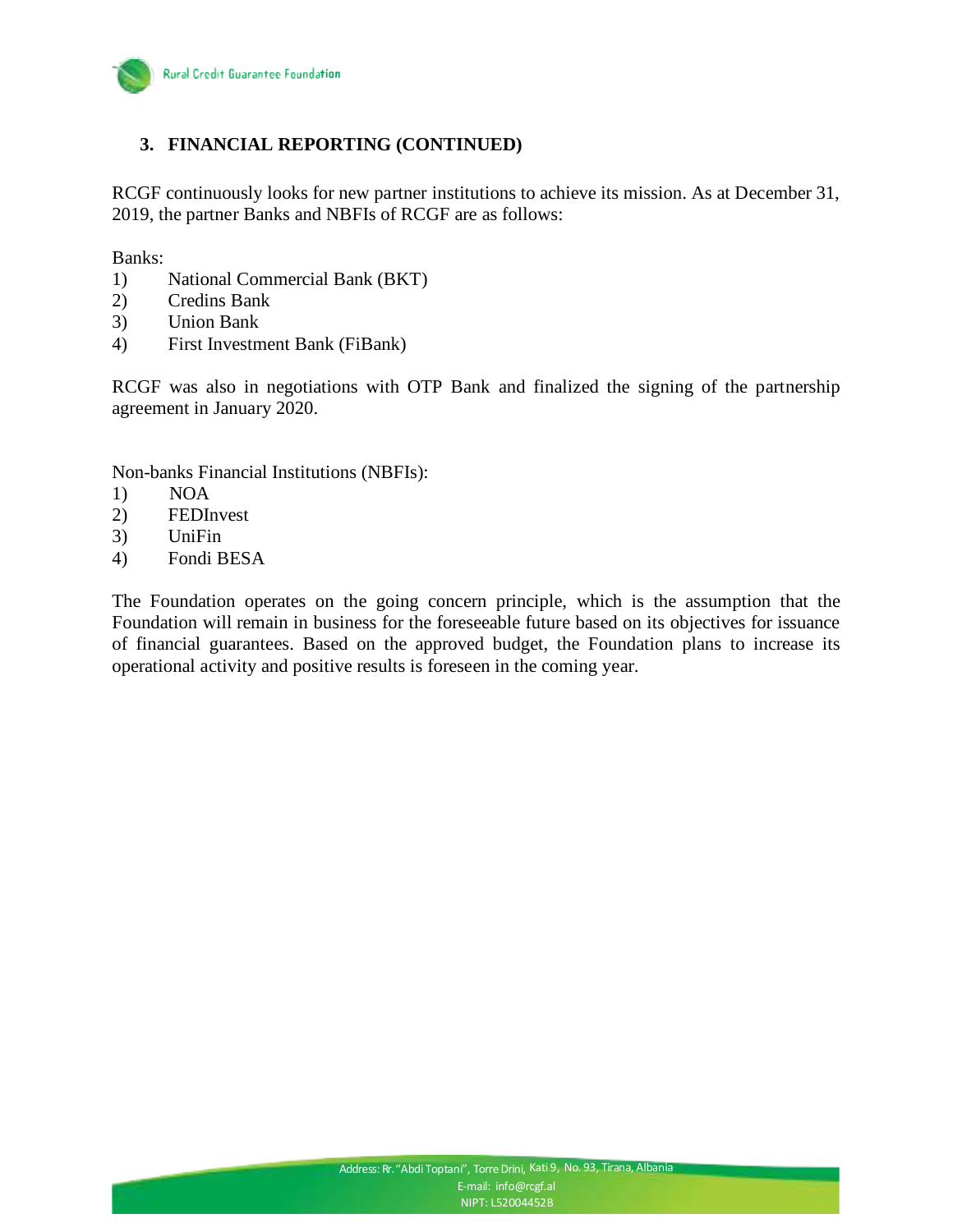## 3. FINANCIAL REPORTING (CONTINUED)

RCGF continuously looks for new partner institutions to achieve its mission. As at December 31, 2019, the partner Banks and NBFIs of RCGF are as follows:

Banks:

1) National Commercial Bank (BKT)
2) Credins Bank
3) Union Bank
4) First Investment Bank (FiBank)

RCGF was also in negotiations with OTP Bank and finalized the signing of the partnership agreement in January 2020.

Non-banks Financial Institutions (NBFIs):

1) NOA
2) FEDInvest
3) UniFin
4) Fondi BESA

The Foundation operates on the going concern principle, which is the assumption that the Foundation will remain in business for the foreseeable future based on its objectives for issuance of financial guarantees. Based on the approved budget, the Foundation plans to increase its operational activity and positive results is foreseen in the coming year.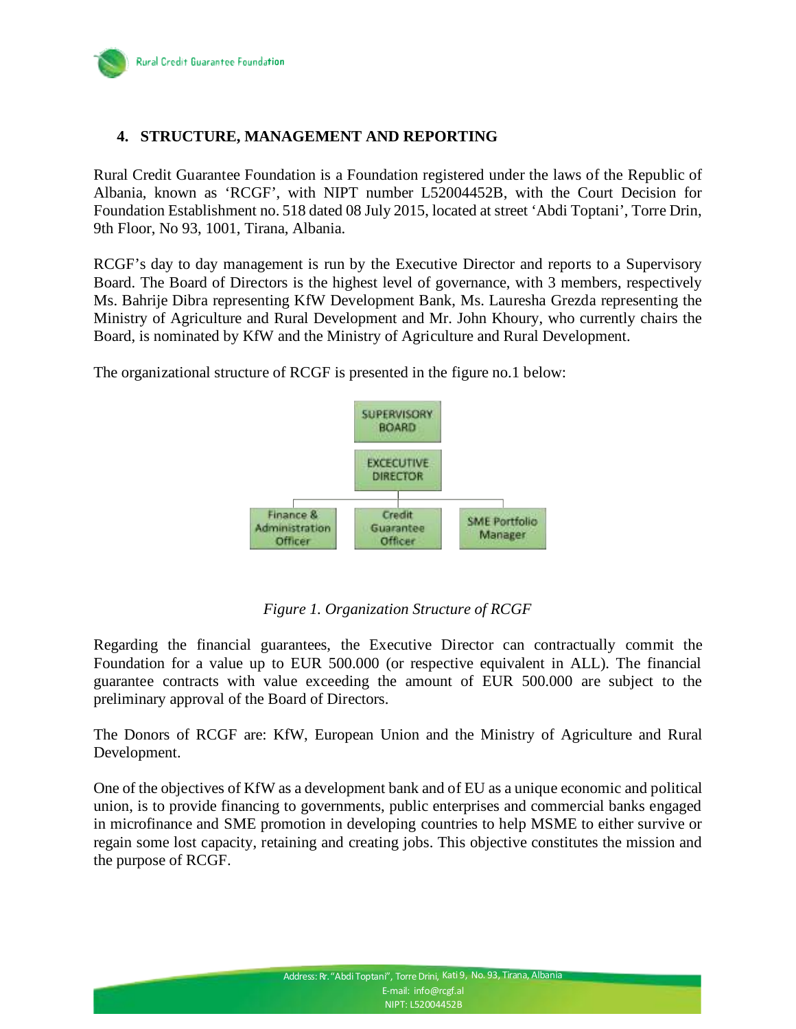## 4. STRUCTURE, MANAGEMENT AND REPORTING

Rural Credit Guarantee Foundation is a Foundation registered under the laws of the Republic of Albania, known as 'RCGF', with NIPT number L52004452B, with the Court Decision for Foundation Establishment no. 518 dated 08 July 2015, located at street 'Abdi Toptani', Torre Drin, 9th Floor, No 93, 1001, Tirana, Albania.

RCGF's day to day management is run by the Executive Director and reports to a Supervisory Board. The Board of Directors is the highest level of governance, with 3 members, respectively Ms. Bahrije Dibra representing KfW Development Bank, Ms. Lauresha Grezda representing the Ministry of Agriculture and Rural Development and Mr. John Khoury, who currently chairs the Board, is nominated by KfW and the Ministry of Agriculture and Rural Development.

The organizational structure of RCGF is presented in the figure no.1 below:

SUPERVISORY BOARD

EXCECUTIVE DIRECTOR

Finance & Administration Officer | Credit Guarantee Officer | SME Portfolio Manager

*Figure 1. Organization Structure of RCGF*

Regarding the financial guarantees, the Executive Director can contractually commit the Foundation for a value up to EUR 500.000 (or respective equivalent in ALL). The financial guarantee contracts with value exceeding the amount of EUR 500.000 are subject to the preliminary approval of the Board of Directors.

The Donors of RCGF are: KfW, European Union and the Ministry of Agriculture and Rural Development.

One of the objectives of KfW as a development bank and of EU as a unique economic and political union, is to provide financing to governments, public enterprises and commercial banks engaged in microfinance and SME promotion in developing countries to help MSME to either survive or regain some lost capacity, retaining and creating jobs. This objective constitutes the mission and the purpose of RCGF.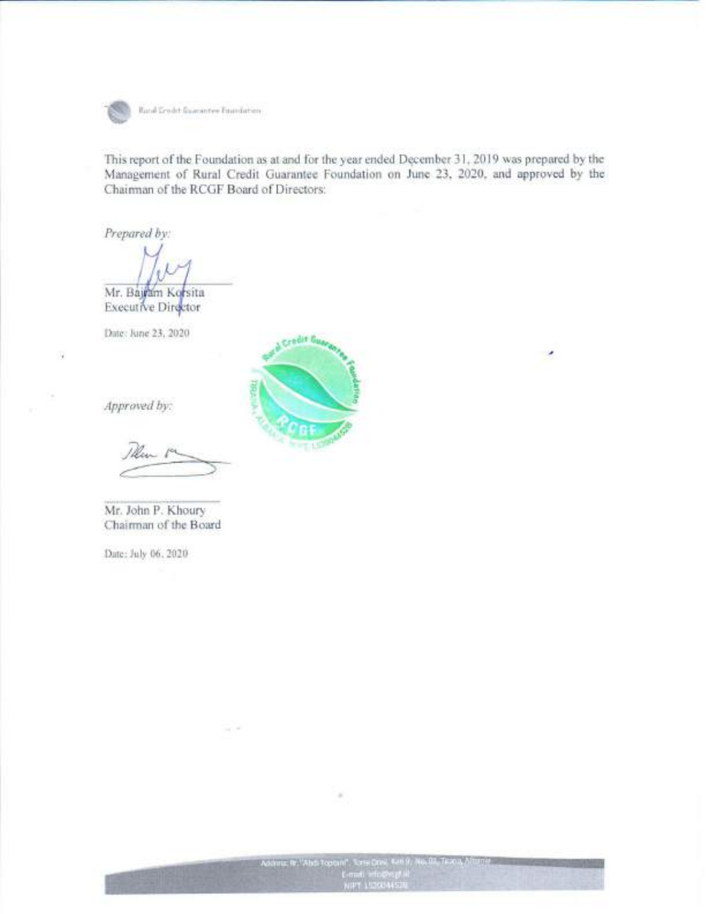This report of the Foundation as at and for the year ended December 31, 2019 was prepared by the Management of Rural Credit Guarantee Foundation on June 23, 2020, and approved by the Chairman of the RCGF Board of Directors:

*Prepared by:*

Mr. Bajram Korsita
Executive Director

Date: June 23, 2020

*Approved by:*

Mr. John P. Khoury
Chairman of the Board

Date: July 06, 2020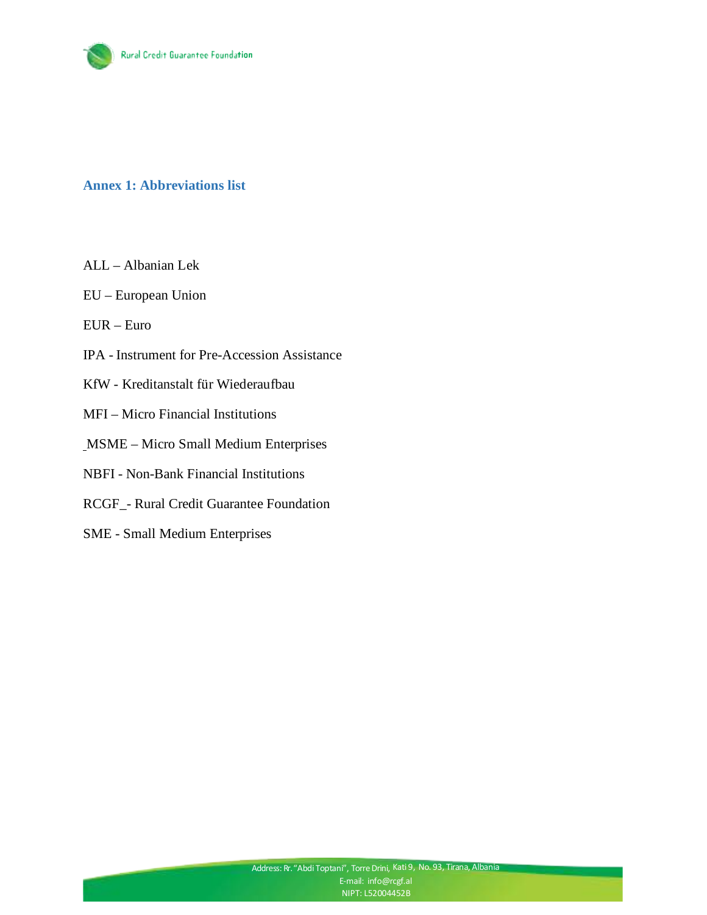## Annex 1: Abbreviations list

ALL – Albanian Lek

EU – European Union

EUR – Euro

IPA - Instrument for Pre-Accession Assistance

KfW - Kreditanstalt für Wiederaufbau

MFI – Micro Financial Institutions

MSME – Micro Small Medium Enterprises

NBFI - Non-Bank Financial Institutions

RCGF_- Rural Credit Guarantee Foundation

SME - Small Medium Enterprises